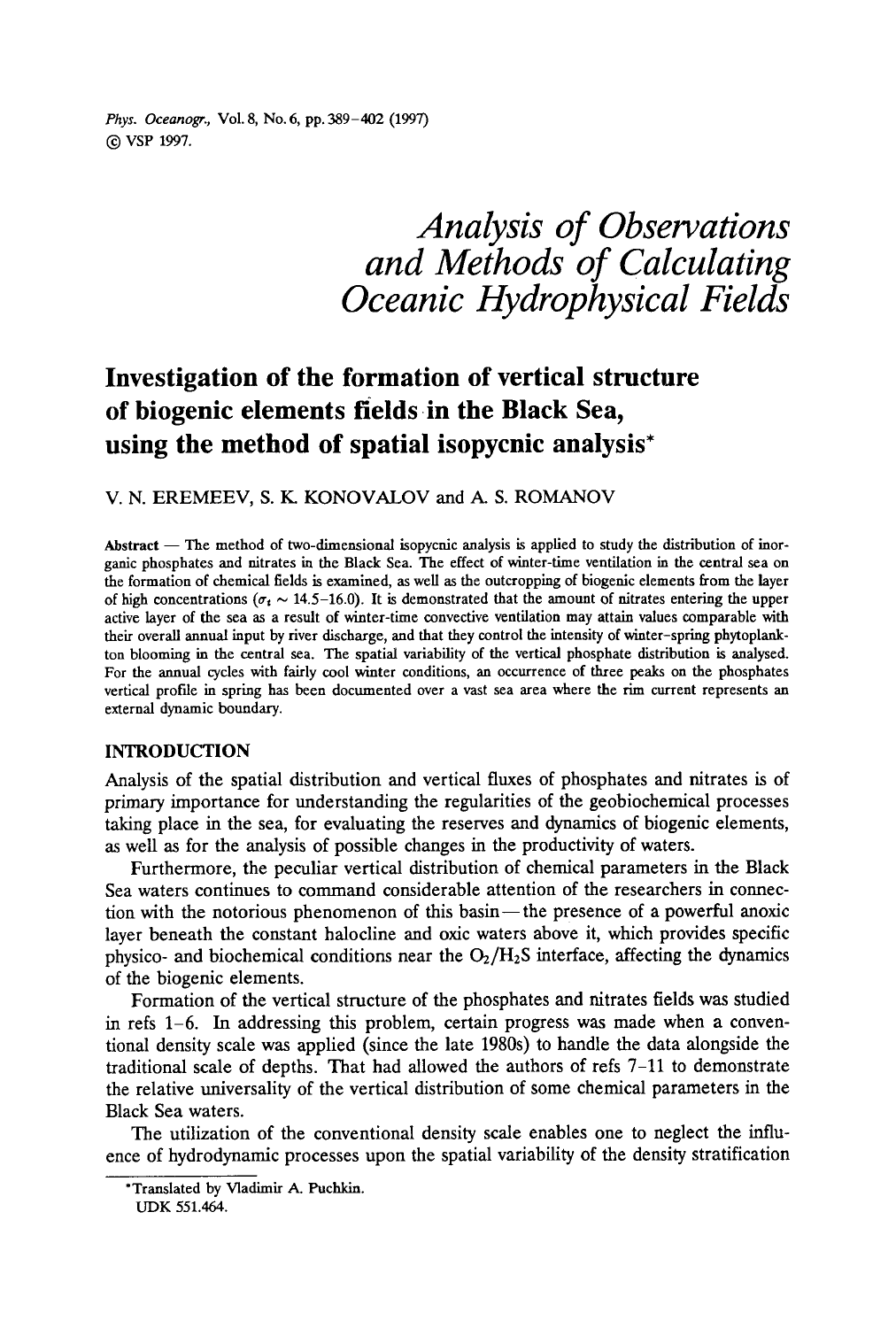# Analysis of Observations and Methods of Calculating Oceanic Hydrophysical Fields

## Investigation of the formation of vertical structure of biogenic elements fields in the Black Sea, using the method of spatial isopycnic analysis*

V. N. EREMEEV, S. K. KONOVALOV and A. S. ROMANOV

**Abstract** — The method of two-dimensional isopycnic analysis is applied to study the distribution of inorganic phosphates and nitrates in the Black Sea. The effect of winter-time ventilation in the central sea on the formation of chemical fields is examined, as well as the outcropping of biogenic elements from the layer of high concentrations ($\sigma_t \sim 14.5$–$16.0$). It is demonstrated that the amount of nitrates entering the upper active layer of the sea as a result of winter-time convective ventilation may attain values comparable with their overall annual input by river discharge, and that they control the intensity of winter-spring phytoplankton blooming in the central sea. The spatial variability of the vertical phosphate distribution is analysed. For the annual cycles with fairly cool winter conditions, an occurrence of three peaks on the phosphates vertical profile in spring has been documented over a vast sea area where the rim current represents an external dynamic boundary.

### INTRODUCTION

Analysis of the spatial distribution and vertical fluxes of phosphates and nitrates is of primary importance for understanding the regularities of the geobiochemical processes taking place in the sea, for evaluating the reserves and dynamics of biogenic elements, as well as for the analysis of possible changes in the productivity of waters.

Furthermore, the peculiar vertical distribution of chemical parameters in the Black Sea waters continues to command considerable attention of the researchers in connection with the notorious phenomenon of this basin — the presence of a powerful anoxic layer beneath the constant halocline and oxic waters above it, which provides specific physico- and biochemical conditions near the $O_2/H_2S$ interface, affecting the dynamics of the biogenic elements.

Formation of the vertical structure of the phosphates and nitrates fields was studied in refs 1–6. In addressing this problem, certain progress was made when a conventional density scale was applied (since the late 1980s) to handle the data alongside the traditional scale of depths. That had allowed the authors of refs 7–11 to demonstrate the relative universality of the vertical distribution of some chemical parameters in the Black Sea waters.

The utilization of the conventional density scale enables one to neglect the influence of hydrodynamic processes upon the spatial variability of the density stratification

*Translated by Vladimir A. Puchkin.
UDK 551.464.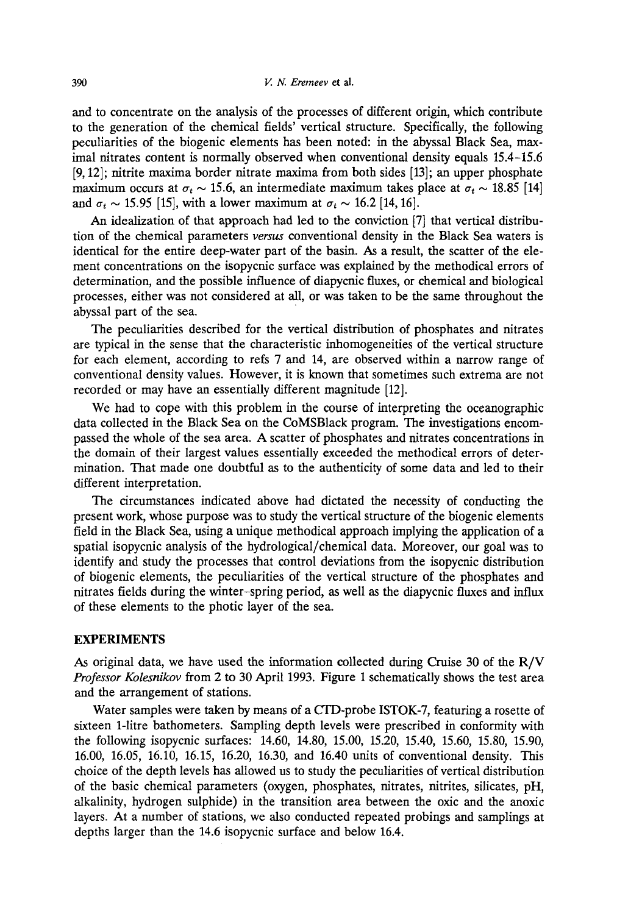and to concentrate on the analysis of the processes of different origin, which contribute to the generation of the chemical fields' vertical structure. Specifically, the following peculiarities of the biogenic elements has been noted: in the abyssal Black Sea, maximal nitrates content is normally observed when conventional density equals 15.4–15.6 [9, 12]; nitrite maxima border nitrate maxima from both sides [13]; an upper phosphate maximum occurs at $\sigma_t \sim 15.6$, an intermediate maximum takes place at $\sigma_t \sim 18.85$ [14] and $\sigma_t \sim 15.95$ [15], with a lower maximum at $\sigma_t \sim 16.2$ [14, 16].

An idealization of that approach had led to the conviction [7] that vertical distribution of the chemical parameters *versus* conventional density in the Black Sea waters is identical for the entire deep-water part of the basin. As a result, the scatter of the element concentrations on the isopycnic surface was explained by the methodical errors of determination, and the possible influence of diapycnic fluxes, or chemical and biological processes, either was not considered at all, or was taken to be the same throughout the abyssal part of the sea.

The peculiarities described for the vertical distribution of phosphates and nitrates are typical in the sense that the characteristic inhomogeneities of the vertical structure for each element, according to refs 7 and 14, are observed within a narrow range of conventional density values. However, it is known that sometimes such extrema are not recorded or may have an essentially different magnitude [12].

We had to cope with this problem in the course of interpreting the oceanographic data collected in the Black Sea on the CoMSBlack program. The investigations encompassed the whole of the sea area. A scatter of phosphates and nitrates concentrations in the domain of their largest values essentially exceeded the methodical errors of determination. That made one doubtful as to the authenticity of some data and led to their different interpretation.

The circumstances indicated above had dictated the necessity of conducting the present work, whose purpose was to study the vertical structure of the biogenic elements field in the Black Sea, using a unique methodical approach implying the application of a spatial isopycnic analysis of the hydrological/chemical data. Moreover, our goal was to identify and study the processes that control deviations from the isopycnic distribution of biogenic elements, the peculiarities of the vertical structure of the phosphates and nitrates fields during the winter–spring period, as well as the diapycnic fluxes and influx of these elements to the photic layer of the sea.

## EXPERIMENTS

As original data, we have used the information collected during Cruise 30 of the R/V *Professor Kolesnikov* from 2 to 30 April 1993. Figure 1 schematically shows the test area and the arrangement of stations.

Water samples were taken by means of a CTD-probe ISTOK-7, featuring a rosette of sixteen 1-litre bathometers. Sampling depth levels were prescribed in conformity with the following isopycnic surfaces: 14.60, 14.80, 15.00, 15.20, 15.40, 15.60, 15.80, 15.90, 16.00, 16.05, 16.10, 16.15, 16.20, 16.30, and 16.40 units of conventional density. This choice of the depth levels has allowed us to study the peculiarities of vertical distribution of the basic chemical parameters (oxygen, phosphates, nitrates, nitrites, silicates, pH, alkalinity, hydrogen sulphide) in the transition area between the oxic and the anoxic layers. At a number of stations, we also conducted repeated probings and samplings at depths larger than the 14.6 isopycnic surface and below 16.4.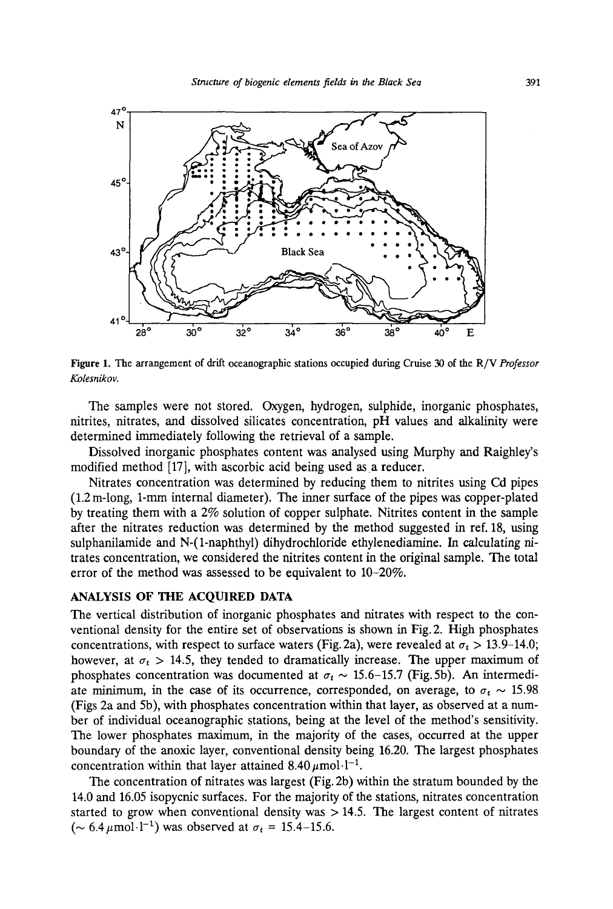Figure 1. The arrangement of drift oceanographic stations occupied during Cruise 30 of the R/V *Professor Kolesnikov*.

The samples were not stored. Oxygen, hydrogen, sulphide, inorganic phosphates, nitrites, nitrates, and dissolved silicates concentration, pH values and alkalinity were determined immediately following the retrieval of a sample.

Dissolved inorganic phosphates content was analysed using Murphy and Raighley's modified method [17], with ascorbic acid being used as a reducer.

Nitrates concentration was determined by reducing them to nitrites using Cd pipes (1.2 m-long, 1-mm internal diameter). The inner surface of the pipes was copper-plated by treating them with a 2% solution of copper sulphate. Nitrites content in the sample after the nitrates reduction was determined by the method suggested in ref. 18, using sulphanilamide and N-(1-naphthyl) dihydrochloride ethylenediamine. In calculating nitrates concentration, we considered the nitrites content in the original sample. The total error of the method was assessed to be equivalent to 10–20%.

## ANALYSIS OF THE ACQUIRED DATA

The vertical distribution of inorganic phosphates and nitrates with respect to the conventional density for the entire set of observations is shown in Fig. 2. High phosphates concentrations, with respect to surface waters (Fig. 2a), were revealed at $\sigma_t > 13.9$–$14.0$; however, at $\sigma_t > 14.5$, they tended to dramatically increase. The upper maximum of phosphates concentration was documented at $\sigma_t \sim 15.6$–$15.7$ (Fig. 5b). An intermediate minimum, in the case of its occurrence, corresponded, on average, to $\sigma_t \sim 15.98$ (Figs 2a and 5b), with phosphates concentration within that layer, as observed at a number of individual oceanographic stations, being at the level of the method's sensitivity. The lower phosphates maximum, in the majority of the cases, occurred at the upper boundary of the anoxic layer, conventional density being 16.20. The largest phosphates concentration within that layer attained $8.40\,\mu\text{mol}\cdot\text{l}^{-1}$.

The concentration of nitrates was largest (Fig. 2b) within the stratum bounded by the 14.0 and 16.05 isopycnic surfaces. For the majority of the stations, nitrates concentration started to grow when conventional density was $> 14.5$. The largest content of nitrates ($\sim 6.4\,\mu\text{mol}\cdot\text{l}^{-1}$) was observed at $\sigma_t = 15.4$–$15.6$.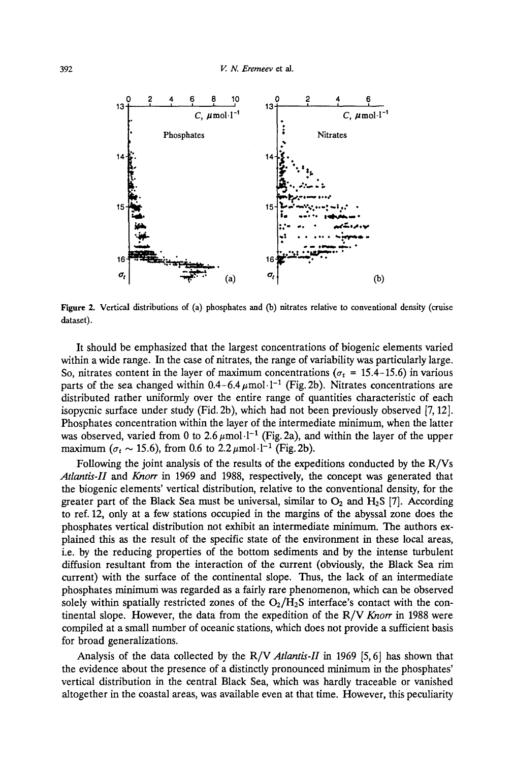Figure 2. Vertical distributions of (a) phosphates and (b) nitrates relative to conventional density (cruise dataset).

It should be emphasized that the largest concentrations of biogenic elements varied within a wide range. In the case of nitrates, the range of variability was particularly large. So, nitrates content in the layer of maximum concentrations ($\sigma_t$ = 15.4–15.6) in various parts of the sea changed within 0.4–6.4 $\mu$mol·l$^{-1}$ (Fig. 2b). Nitrates concentrations are distributed rather uniformly over the entire range of quantities characteristic of each isopycnic surface under study (Fid. 2b), which had not been previously observed [7, 12]. Phosphates concentration within the layer of the intermediate minimum, when the latter was observed, varied from 0 to 2.6 $\mu$mol·l$^{-1}$ (Fig. 2a), and within the layer of the upper maximum ($\sigma_t \sim$ 15.6), from 0.6 to 2.2 $\mu$mol·l$^{-1}$ (Fig. 2b).

Following the joint analysis of the results of the expeditions conducted by the R/Vs *Atlantis-II* and *Knorr* in 1969 and 1988, respectively, the concept was generated that the biogenic elements' vertical distribution, relative to the conventional density, for the greater part of the Black Sea must be universal, similar to $O_2$ and $H_2S$ [7]. According to ref. 12, only at a few stations occupied in the margins of the abyssal zone does the phosphates vertical distribution not exhibit an intermediate minimum. The authors explained this as the result of the specific state of the environment in these local areas, i.e. by the reducing properties of the bottom sediments and by the intense turbulent diffusion resultant from the interaction of the current (obviously, the Black Sea rim current) with the surface of the continental slope. Thus, the lack of an intermediate phosphates minimum was regarded as a fairly rare phenomenon, which can be observed solely within spatially restricted zones of the $O_2/H_2S$ interface's contact with the continental slope. However, the data from the expedition of the R/V *Knorr* in 1988 were compiled at a small number of oceanic stations, which does not provide a sufficient basis for broad generalizations.

Analysis of the data collected by the R/V *Atlantis-II* in 1969 [5, 6] has shown that the evidence about the presence of a distinctly pronounced minimum in the phosphates' vertical distribution in the central Black Sea, which was hardly traceable or vanished altogether in the coastal areas, was available even at that time. However, this peculiarity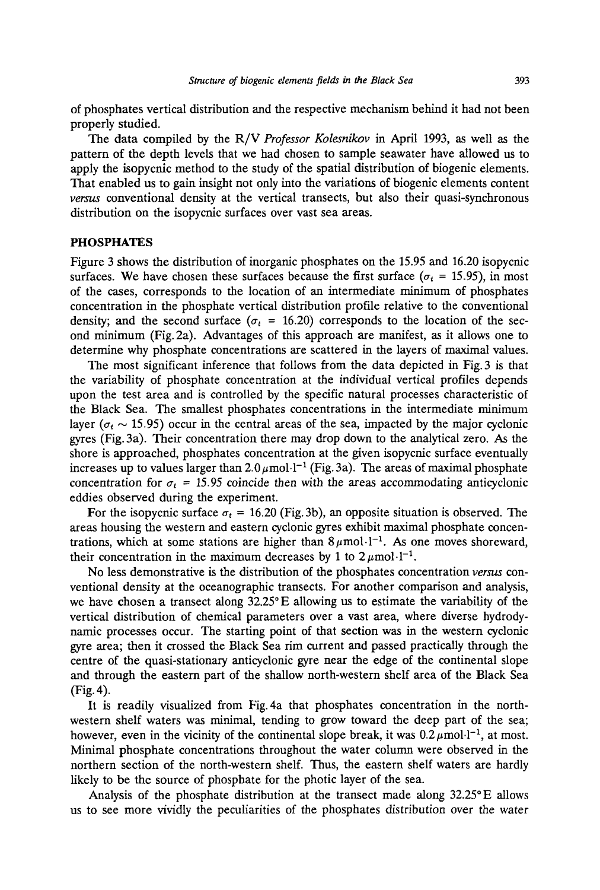of phosphates vertical distribution and the respective mechanism behind it had not been properly studied.

The data compiled by the R/V *Professor Kolesnikov* in April 1993, as well as the pattern of the depth levels that we had chosen to sample seawater have allowed us to apply the isopycnic method to the study of the spatial distribution of biogenic elements. That enabled us to gain insight not only into the variations of biogenic elements content *versus* conventional density at the vertical transects, but also their quasi-synchronous distribution on the isopycnic surfaces over vast sea areas.

## PHOSPHATES

Figure 3 shows the distribution of inorganic phosphates on the 15.95 and 16.20 isopycnic surfaces. We have chosen these surfaces because the first surface ($\sigma_t$ = 15.95), in most of the cases, corresponds to the location of an intermediate minimum of phosphates concentration in the phosphate vertical distribution profile relative to the conventional density; and the second surface ($\sigma_t$ = 16.20) corresponds to the location of the second minimum (Fig. 2a). Advantages of this approach are manifest, as it allows one to determine why phosphate concentrations are scattered in the layers of maximal values.

The most significant inference that follows from the data depicted in Fig. 3 is that the variability of phosphate concentration at the individual vertical profiles depends upon the test area and is controlled by the specific natural processes characteristic of the Black Sea. The smallest phosphates concentrations in the intermediate minimum layer ($\sigma_t \sim 15.95$) occur in the central areas of the sea, impacted by the major cyclonic gyres (Fig. 3a). Their concentration there may drop down to the analytical zero. As the shore is approached, phosphates concentration at the given isopycnic surface eventually increases up to values larger than 2.0 $\mu$mol·l$^{-1}$ (Fig. 3a). The areas of maximal phosphate concentration for $\sigma_t$ = 15.95 coincide then with the areas accommodating anticyclonic eddies observed during the experiment.

For the isopycnic surface $\sigma_t$ = 16.20 (Fig. 3b), an opposite situation is observed. The areas housing the western and eastern cyclonic gyres exhibit maximal phosphate concentrations, which at some stations are higher than 8 $\mu$mol·l$^{-1}$. As one moves shoreward, their concentration in the maximum decreases by 1 to 2 $\mu$mol·l$^{-1}$.

No less demonstrative is the distribution of the phosphates concentration *versus* conventional density at the oceanographic transects. For another comparison and analysis, we have chosen a transect along 32.25° E allowing us to estimate the variability of the vertical distribution of chemical parameters over a vast area, where diverse hydrodynamic processes occur. The starting point of that section was in the western cyclonic gyre area; then it crossed the Black Sea rim current and passed practically through the centre of the quasi-stationary anticyclonic gyre near the edge of the continental slope and through the eastern part of the shallow north-western shelf area of the Black Sea (Fig. 4).

It is readily visualized from Fig. 4a that phosphates concentration in the north-western shelf waters was minimal, tending to grow toward the deep part of the sea; however, even in the vicinity of the continental slope break, it was 0.2 $\mu$mol·l$^{-1}$, at most. Minimal phosphate concentrations throughout the water column were observed in the northern section of the north-western shelf. Thus, the eastern shelf waters are hardly likely to be the source of phosphate for the photic layer of the sea.

Analysis of the phosphate distribution at the transect made along 32.25° E allows us to see more vividly the peculiarities of the phosphates distribution over the water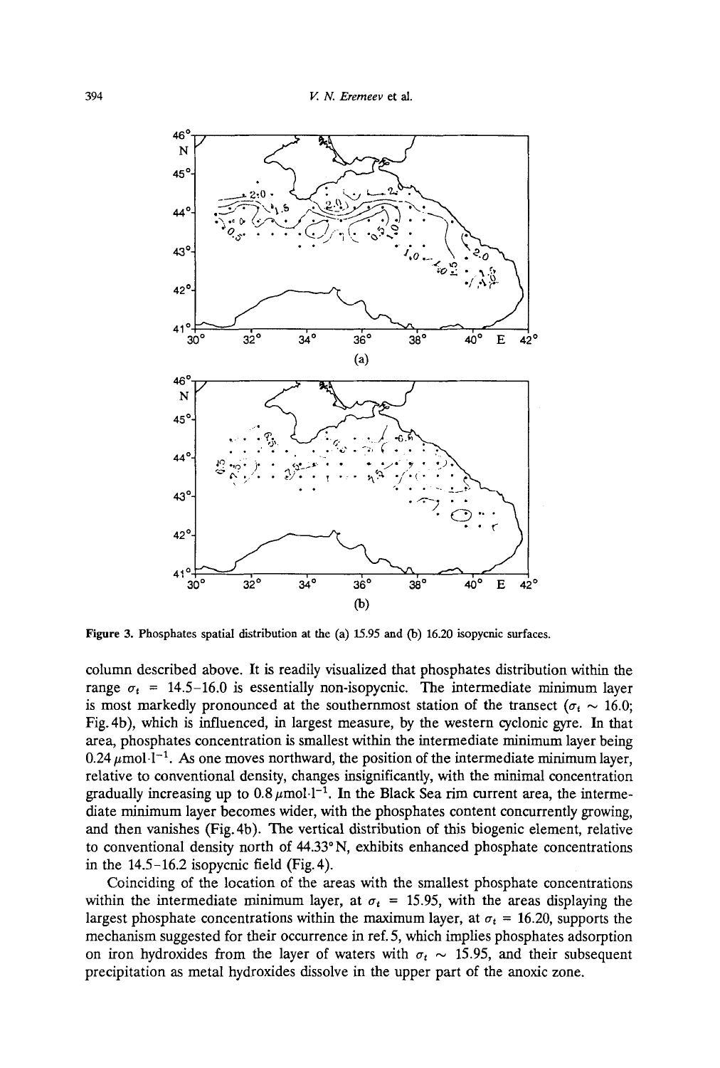Figure 3. Phosphates spatial distribution at the (a) 15.95 and (b) 16.20 isopycnic surfaces.

column described above. It is readily visualized that phosphates distribution within the range $\sigma_t$ = 14.5–16.0 is essentially non-isopycnic. The intermediate minimum layer is most markedly pronounced at the southernmost station of the transect ($\sigma_t \sim 16.0$; Fig. 4b), which is influenced, in largest measure, by the western cyclonic gyre. In that area, phosphates concentration is smallest within the intermediate minimum layer being 0.24 $\mu$mol·l$^{-1}$. As one moves northward, the position of the intermediate minimum layer, relative to conventional density, changes insignificantly, with the minimal concentration gradually increasing up to 0.8 $\mu$mol·l$^{-1}$. In the Black Sea rim current area, the intermediate minimum layer becomes wider, with the phosphates content concurrently growing, and then vanishes (Fig. 4b). The vertical distribution of this biogenic element, relative to conventional density north of 44.33°N, exhibits enhanced phosphate concentrations in the 14.5–16.2 isopycnic field (Fig. 4).

Coinciding of the location of the areas with the smallest phosphate concentrations within the intermediate minimum layer, at $\sigma_t$ = 15.95, with the areas displaying the largest phosphate concentrations within the maximum layer, at $\sigma_t$ = 16.20, supports the mechanism suggested for their occurrence in ref. 5, which implies phosphates adsorption on iron hydroxides from the layer of waters with $\sigma_t \sim 15.95$, and their subsequent precipitation as metal hydroxides dissolve in the upper part of the anoxic zone.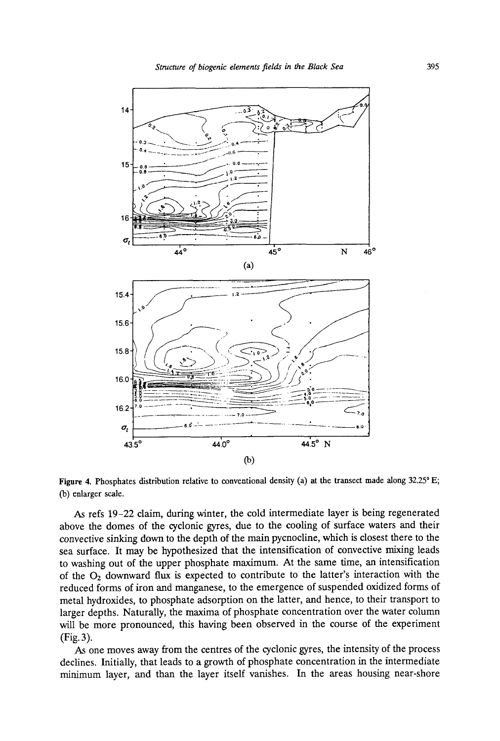Figure 4. Phosphates distribution relative to conventional density (a) at the transect made along 32.25° E; (b) enlarger scale.

As refs 19–22 claim, during winter, the cold intermediate layer is being regenerated above the domes of the cyclonic gyres, due to the cooling of surface waters and their convective sinking down to the depth of the main pycnocline, which is closest there to the sea surface. It may be hypothesized that the intensification of convective mixing leads to washing out of the upper phosphate maximum. At the same time, an intensification of the $O_2$ downward flux is expected to contribute to the latter's interaction with the reduced forms of iron and manganese, to the emergence of suspended oxidized forms of metal hydroxides, to phosphate adsorption on the latter, and hence, to their transport to larger depths. Naturally, the maxima of phosphate concentration over the water column will be more pronounced, this having been observed in the course of the experiment (Fig. 3).

As one moves away from the centres of the cyclonic gyres, the intensity of the process declines. Initially, that leads to a growth of phosphate concentration in the intermediate minimum layer, and than the layer itself vanishes. In the areas housing near-shore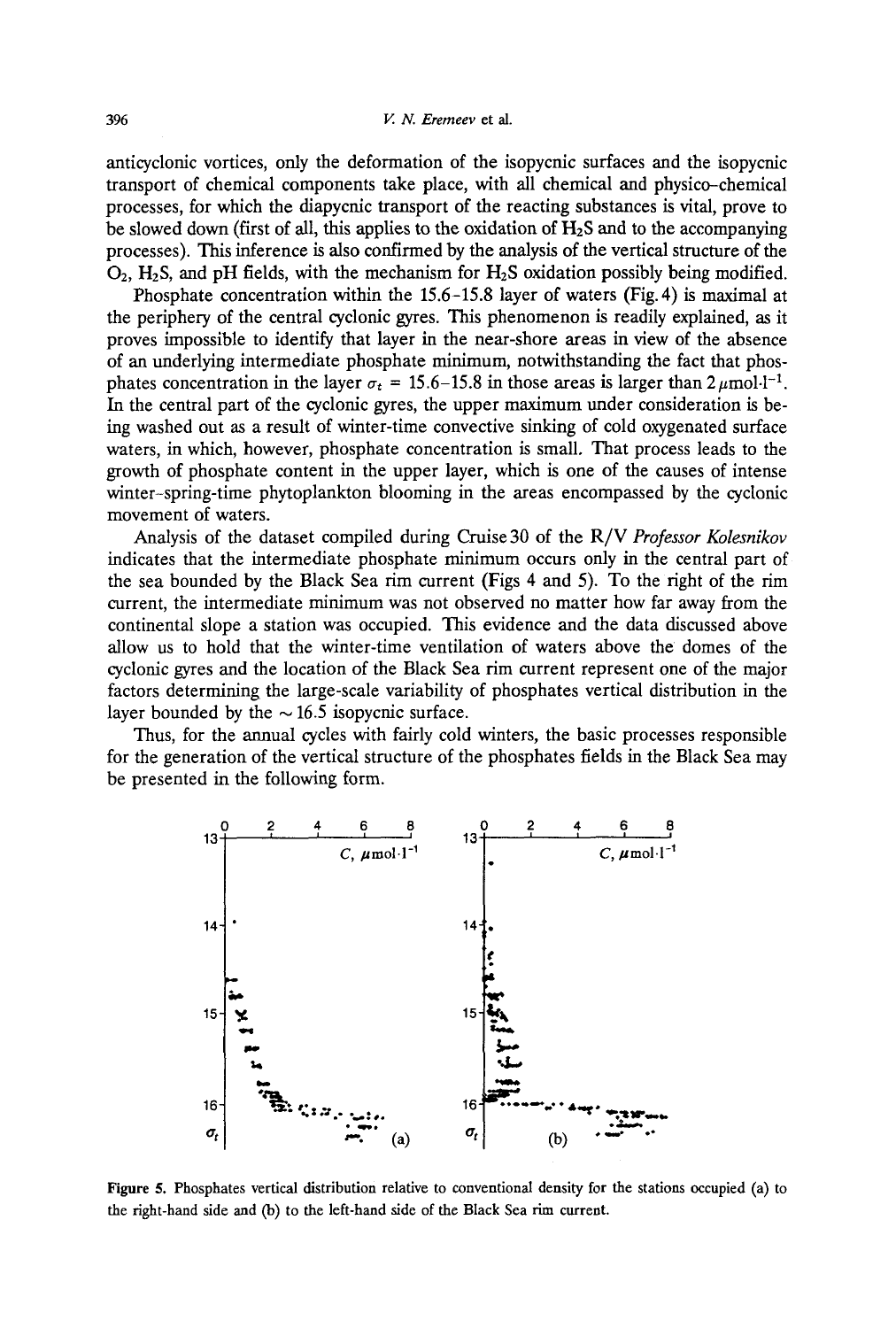anticyclonic vortices, only the deformation of the isopycnic surfaces and the isopycnic transport of chemical components take place, with all chemical and physico-chemical processes, for which the diapycnic transport of the reacting substances is vital, prove to be slowed down (first of all, this applies to the oxidation of $H_2S$ and to the accompanying processes). This inference is also confirmed by the analysis of the vertical structure of the $O_2$, $H_2S$, and pH fields, with the mechanism for $H_2S$ oxidation possibly being modified.

Phosphate concentration within the 15.6–15.8 layer of waters (Fig. 4) is maximal at the periphery of the central cyclonic gyres. This phenomenon is readily explained, as it proves impossible to identify that layer in the near-shore areas in view of the absence of an underlying intermediate phosphate minimum, notwithstanding the fact that phosphates concentration in the layer $\sigma_t$ = 15.6–15.8 in those areas is larger than 2 $\mu$mol·l$^{-1}$. In the central part of the cyclonic gyres, the upper maximum under consideration is being washed out as a result of winter-time convective sinking of cold oxygenated surface waters, in which, however, phosphate concentration is small. That process leads to the growth of phosphate content in the upper layer, which is one of the causes of intense winter–spring-time phytoplankton blooming in the areas encompassed by the cyclonic movement of waters.

Analysis of the dataset compiled during Cruise 30 of the R/V *Professor Kolesnikov* indicates that the intermediate phosphate minimum occurs only in the central part of the sea bounded by the Black Sea rim current (Figs 4 and 5). To the right of the rim current, the intermediate minimum was not observed no matter how far away from the continental slope a station was occupied. This evidence and the data discussed above allow us to hold that the winter-time ventilation of waters above the domes of the cyclonic gyres and the location of the Black Sea rim current represent one of the major factors determining the large-scale variability of phosphates vertical distribution in the layer bounded by the ~16.5 isopycnic surface.

Thus, for the annual cycles with fairly cold winters, the basic processes responsible for the generation of the vertical structure of the phosphates fields in the Black Sea may be presented in the following form.

**Figure 5.** Phosphates vertical distribution relative to conventional density for the stations occupied (a) to the right-hand side and (b) to the left-hand side of the Black Sea rim current.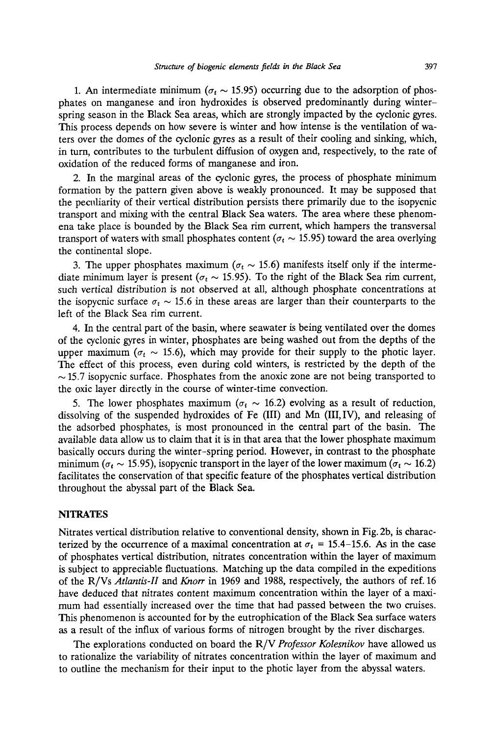1. An intermediate minimum ($\sigma_t \sim 15.95$) occurring due to the adsorption of phosphates on manganese and iron hydroxides is observed predominantly during winter–spring season in the Black Sea areas, which are strongly impacted by the cyclonic gyres. This process depends on how severe is winter and how intense is the ventilation of waters over the domes of the cyclonic gyres as a result of their cooling and sinking, which, in turn, contributes to the turbulent diffusion of oxygen and, respectively, to the rate of oxidation of the reduced forms of manganese and iron.

2. In the marginal areas of the cyclonic gyres, the process of phosphate minimum formation by the pattern given above is weakly pronounced. It may be supposed that the peculiarity of their vertical distribution persists there primarily due to the isopycnic transport and mixing with the central Black Sea waters. The area where these phenomena take place is bounded by the Black Sea rim current, which hampers the transversal transport of waters with small phosphates content ($\sigma_t \sim 15.95$) toward the area overlying the continental slope.

3. The upper phosphates maximum ($\sigma_t \sim 15.6$) manifests itself only if the intermediate minimum layer is present ($\sigma_t \sim 15.95$). To the right of the Black Sea rim current, such vertical distribution is not observed at all, although phosphate concentrations at the isopycnic surface $\sigma_t \sim 15.6$ in these areas are larger than their counterparts to the left of the Black Sea rim current.

4. In the central part of the basin, where seawater is being ventilated over the domes of the cyclonic gyres in winter, phosphates are being washed out from the depths of the upper maximum ($\sigma_t \sim 15.6$), which may provide for their supply to the photic layer. The effect of this process, even during cold winters, is restricted by the depth of the $\sim 15.7$ isopycnic surface. Phosphates from the anoxic zone are not being transported to the oxic layer directly in the course of winter-time convection.

5. The lower phosphates maximum ($\sigma_t \sim 16.2$) evolving as a result of reduction, dissolving of the suspended hydroxides of Fe (III) and Mn (III,IV), and releasing of the adsorbed phosphates, is most pronounced in the central part of the basin. The available data allow us to claim that it is in that area that the lower phosphate maximum basically occurs during the winter–spring period. However, in contrast to the phosphate minimum ($\sigma_t \sim 15.95$), isopycnic transport in the layer of the lower maximum ($\sigma_t \sim 16.2$) facilitates the conservation of that specific feature of the phosphates vertical distribution throughout the abyssal part of the Black Sea.

## NITRATES

Nitrates vertical distribution relative to conventional density, shown in Fig. 2b, is characterized by the occurrence of a maximal concentration at $\sigma_t = 15.4$–$15.6$. As in the case of phosphates vertical distribution, nitrates concentration within the layer of maximum is subject to appreciable fluctuations. Matching up the data compiled in the expeditions of the R/Vs *Atlantis-II* and *Knorr* in 1969 and 1988, respectively, the authors of ref. 16 have deduced that nitrates content maximum concentration within the layer of a maximum had essentially increased over the time that had passed between the two cruises. This phenomenon is accounted for by the eutrophication of the Black Sea surface waters as a result of the influx of various forms of nitrogen brought by the river discharges.

The explorations conducted on board the R/V *Professor Kolesnikov* have allowed us to rationalize the variability of nitrates concentration within the layer of maximum and to outline the mechanism for their input to the photic layer from the abyssal waters.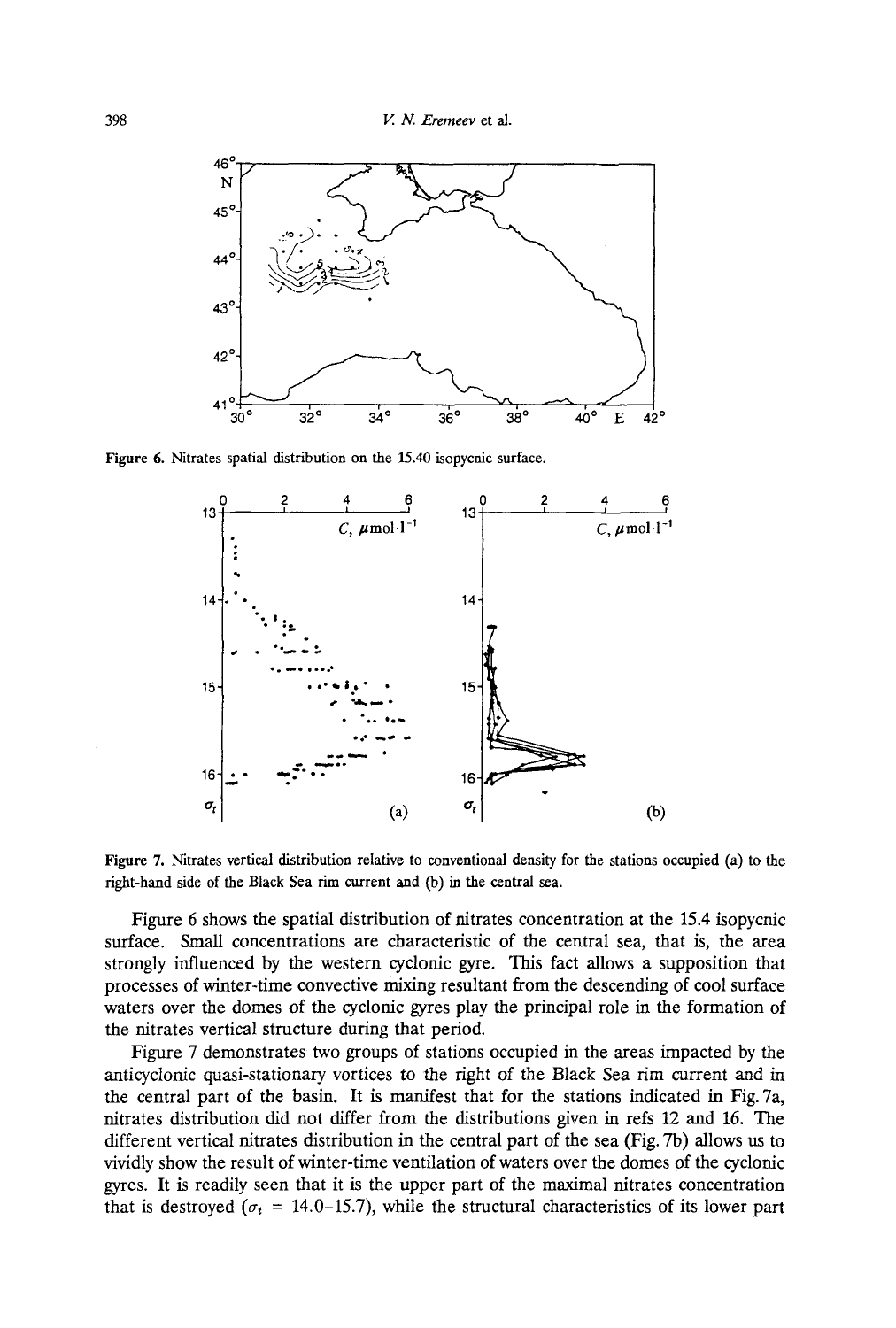Figure 6. Nitrates spatial distribution on the 15.40 isopycnic surface.

Figure 7. Nitrates vertical distribution relative to conventional density for the stations occupied (a) to the right-hand side of the Black Sea rim current and (b) in the central sea.

Figure 6 shows the spatial distribution of nitrates concentration at the 15.4 isopycnic surface. Small concentrations are characteristic of the central sea, that is, the area strongly influenced by the western cyclonic gyre. This fact allows a supposition that processes of winter-time convective mixing resultant from the descending of cool surface waters over the domes of the cyclonic gyres play the principal role in the formation of the nitrates vertical structure during that period.

Figure 7 demonstrates two groups of stations occupied in the areas impacted by the anticyclonic quasi-stationary vortices to the right of the Black Sea rim current and in the central part of the basin. It is manifest that for the stations indicated in Fig. 7a, nitrates distribution did not differ from the distributions given in refs 12 and 16. The different vertical nitrates distribution in the central part of the sea (Fig. 7b) allows us to vividly show the result of winter-time ventilation of waters over the domes of the cyclonic gyres. It is readily seen that it is the upper part of the maximal nitrates concentration that is destroyed ($\sigma_t$ = 14.0–15.7), while the structural characteristics of its lower part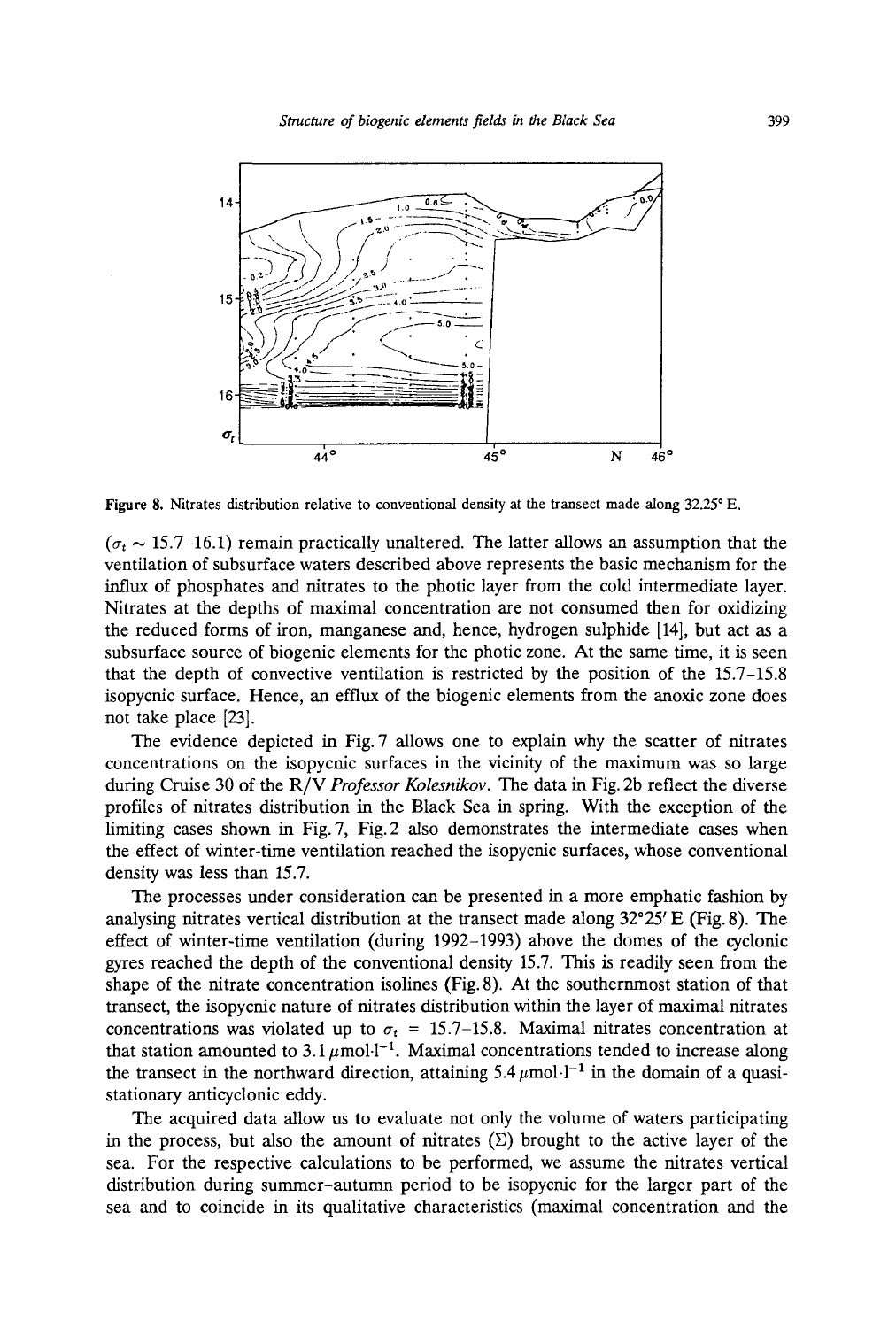Figure 8. Nitrates distribution relative to conventional density at the transect made along 32.25° E.

($\sigma_t \sim 15.7$–$16.1$) remain practically unaltered. The latter allows an assumption that the ventilation of subsurface waters described above represents the basic mechanism for the influx of phosphates and nitrates to the photic layer from the cold intermediate layer. Nitrates at the depths of maximal concentration are not consumed then for oxidizing the reduced forms of iron, manganese and, hence, hydrogen sulphide [14], but act as a subsurface source of biogenic elements for the photic zone. At the same time, it is seen that the depth of convective ventilation is restricted by the position of the 15.7–15.8 isopycnic surface. Hence, an efflux of the biogenic elements from the anoxic zone does not take place [23].

The evidence depicted in Fig. 7 allows one to explain why the scatter of nitrates concentrations on the isopycnic surfaces in the vicinity of the maximum was so large during Cruise 30 of the R/V *Professor Kolesnikov*. The data in Fig. 2b reflect the diverse profiles of nitrates distribution in the Black Sea in spring. With the exception of the limiting cases shown in Fig. 7, Fig. 2 also demonstrates the intermediate cases when the effect of winter-time ventilation reached the isopycnic surfaces, whose conventional density was less than 15.7.

The processes under consideration can be presented in a more emphatic fashion by analysing nitrates vertical distribution at the transect made along 32°25′ E (Fig. 8). The effect of winter-time ventilation (during 1992–1993) above the domes of the cyclonic gyres reached the depth of the conventional density 15.7. This is readily seen from the shape of the nitrate concentration isolines (Fig. 8). At the southernmost station of that transect, the isopycnic nature of nitrates distribution within the layer of maximal nitrates concentrations was violated up to $\sigma_t$ = 15.7–15.8. Maximal nitrates concentration at that station amounted to 3.1 $\mu$mol·l$^{-1}$. Maximal concentrations tended to increase along the transect in the northward direction, attaining 5.4 $\mu$mol·l$^{-1}$ in the domain of a quasi-stationary anticyclonic eddy.

The acquired data allow us to evaluate not only the volume of waters participating in the process, but also the amount of nitrates ($\Sigma$) brought to the active layer of the sea. For the respective calculations to be performed, we assume the nitrates vertical distribution during summer–autumn period to be isopycnic for the larger part of the sea and to coincide in its qualitative characteristics (maximal concentration and the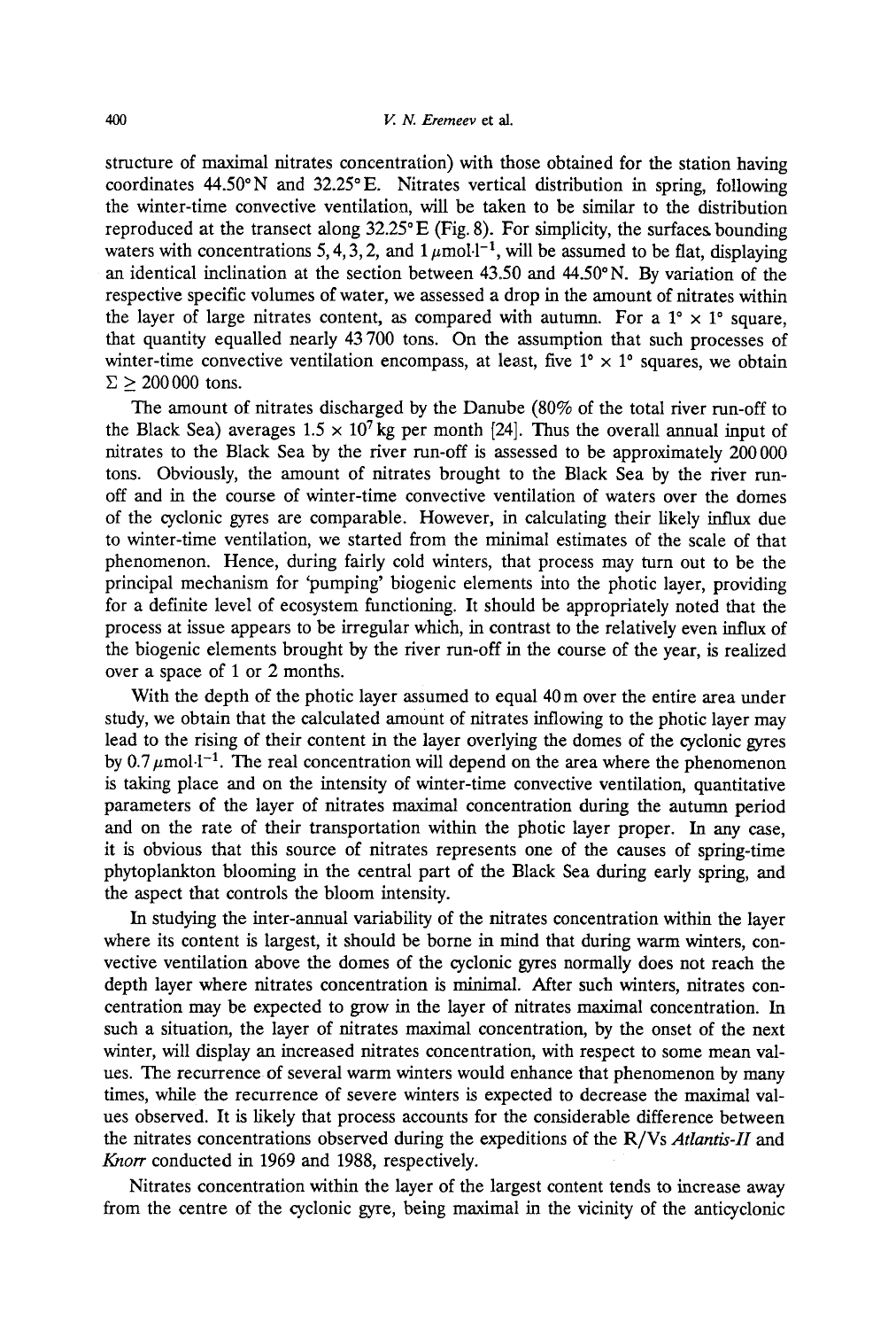structure of maximal nitrates concentration) with those obtained for the station having coordinates 44.50°N and 32.25°E. Nitrates vertical distribution in spring, following the winter-time convective ventilation, will be taken to be similar to the distribution reproduced at the transect along 32.25°E (Fig. 8). For simplicity, the surfaces bounding waters with concentrations 5, 4, 3, 2, and 1 $\mu$mol·l$^{-1}$, will be assumed to be flat, displaying an identical inclination at the section between 43.50 and 44.50°N. By variation of the respective specific volumes of water, we assessed a drop in the amount of nitrates within the layer of large nitrates content, as compared with autumn. For a 1° × 1° square, that quantity equalled nearly 43 700 tons. On the assumption that such processes of winter-time convective ventilation encompass, at least, five 1° × 1° squares, we obtain $\Sigma \geq 200\,000$ tons.

The amount of nitrates discharged by the Danube (80% of the total river run-off to the Black Sea) averages $1.5 \times 10^7$ kg per month [24]. Thus the overall annual input of nitrates to the Black Sea by the river run-off is assessed to be approximately 200 000 tons. Obviously, the amount of nitrates brought to the Black Sea by the river run-off and in the course of winter-time convective ventilation of waters over the domes of the cyclonic gyres are comparable. However, in calculating their likely influx due to winter-time ventilation, we started from the minimal estimates of the scale of that phenomenon. Hence, during fairly cold winters, that process may turn out to be the principal mechanism for 'pumping' biogenic elements into the photic layer, providing for a definite level of ecosystem functioning. It should be appropriately noted that the process at issue appears to be irregular which, in contrast to the relatively even influx of the biogenic elements brought by the river run-off in the course of the year, is realized over a space of 1 or 2 months.

With the depth of the photic layer assumed to equal 40 m over the entire area under study, we obtain that the calculated amount of nitrates inflowing to the photic layer may lead to the rising of their content in the layer overlying the domes of the cyclonic gyres by 0.7 $\mu$mol·l$^{-1}$. The real concentration will depend on the area where the phenomenon is taking place and on the intensity of winter-time convective ventilation, quantitative parameters of the layer of nitrates maximal concentration during the autumn period and on the rate of their transportation within the photic layer proper. In any case, it is obvious that this source of nitrates represents one of the causes of spring-time phytoplankton blooming in the central part of the Black Sea during early spring, and the aspect that controls the bloom intensity.

In studying the inter-annual variability of the nitrates concentration within the layer where its content is largest, it should be borne in mind that during warm winters, convective ventilation above the domes of the cyclonic gyres normally does not reach the depth layer where nitrates concentration is minimal. After such winters, nitrates concentration may be expected to grow in the layer of nitrates maximal concentration. In such a situation, the layer of nitrates maximal concentration, by the onset of the next winter, will display an increased nitrates concentration, with respect to some mean values. The recurrence of several warm winters would enhance that phenomenon by many times, while the recurrence of severe winters is expected to decrease the maximal values observed. It is likely that process accounts for the considerable difference between the nitrates concentrations observed during the expeditions of the R/Vs *Atlantis-II* and *Knorr* conducted in 1969 and 1988, respectively.

Nitrates concentration within the layer of the largest content tends to increase away from the centre of the cyclonic gyre, being maximal in the vicinity of the anticyclonic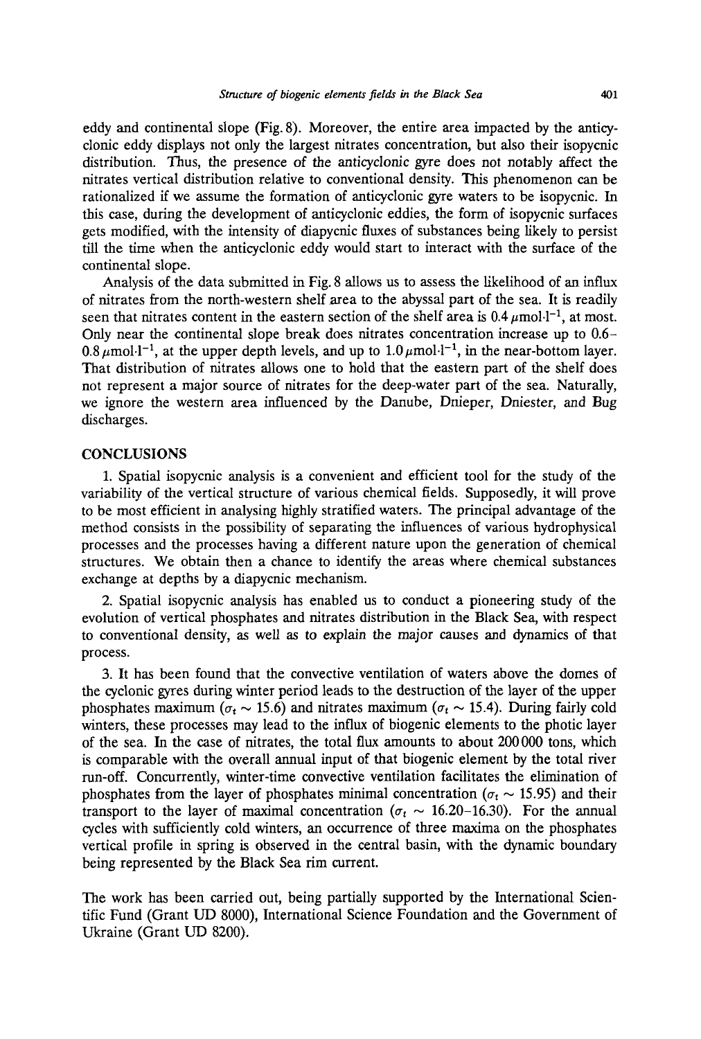eddy and continental slope (Fig. 8). Moreover, the entire area impacted by the anticyclonic eddy displays not only the largest nitrates concentration, but also their isopycnic distribution. Thus, the presence of the anticyclonic gyre does not notably affect the nitrates vertical distribution relative to conventional density. This phenomenon can be rationalized if we assume the formation of anticyclonic gyre waters to be isopycnic. In this case, during the development of anticyclonic eddies, the form of isopycnic surfaces gets modified, with the intensity of diapycnic fluxes of substances being likely to persist till the time when the anticyclonic eddy would start to interact with the surface of the continental slope.

Analysis of the data submitted in Fig. 8 allows us to assess the likelihood of an influx of nitrates from the north-western shelf area to the abyssal part of the sea. It is readily seen that nitrates content in the eastern section of the shelf area is $0.4\,\mu\text{mol}\cdot\text{l}^{-1}$, at most. Only near the continental slope break does nitrates concentration increase up to $0.6$–$0.8\,\mu\text{mol}\cdot\text{l}^{-1}$, at the upper depth levels, and up to $1.0\,\mu\text{mol}\cdot\text{l}^{-1}$, in the near-bottom layer. That distribution of nitrates allows one to hold that the eastern part of the shelf does not represent a major source of nitrates for the deep-water part of the sea. Naturally, we ignore the western area influenced by the Danube, Dnieper, Dniester, and Bug discharges.

## CONCLUSIONS

1. Spatial isopycnic analysis is a convenient and efficient tool for the study of the variability of the vertical structure of various chemical fields. Supposedly, it will prove to be most efficient in analysing highly stratified waters. The principal advantage of the method consists in the possibility of separating the influences of various hydrophysical processes and the processes having a different nature upon the generation of chemical structures. We obtain then a chance to identify the areas where chemical substances exchange at depths by a diapycnic mechanism.

2. Spatial isopycnic analysis has enabled us to conduct a pioneering study of the evolution of vertical phosphates and nitrates distribution in the Black Sea, with respect to conventional density, as well as to explain the major causes and dynamics of that process.

3. It has been found that the convective ventilation of waters above the domes of the cyclonic gyres during winter period leads to the destruction of the layer of the upper phosphates maximum ($\sigma_t \sim 15.6$) and nitrates maximum ($\sigma_t \sim 15.4$). During fairly cold winters, these processes may lead to the influx of biogenic elements to the photic layer of the sea. In the case of nitrates, the total flux amounts to about 200 000 tons, which is comparable with the overall annual input of that biogenic element by the total river run-off. Concurrently, winter-time convective ventilation facilitates the elimination of phosphates from the layer of phosphates minimal concentration ($\sigma_t \sim 15.95$) and their transport to the layer of maximal concentration ($\sigma_t \sim 16.20$–$16.30$). For the annual cycles with sufficiently cold winters, an occurrence of three maxima on the phosphates vertical profile in spring is observed in the central basin, with the dynamic boundary being represented by the Black Sea rim current.

The work has been carried out, being partially supported by the International Scientific Fund (Grant UD 8000), International Science Foundation and the Government of Ukraine (Grant UD 8200).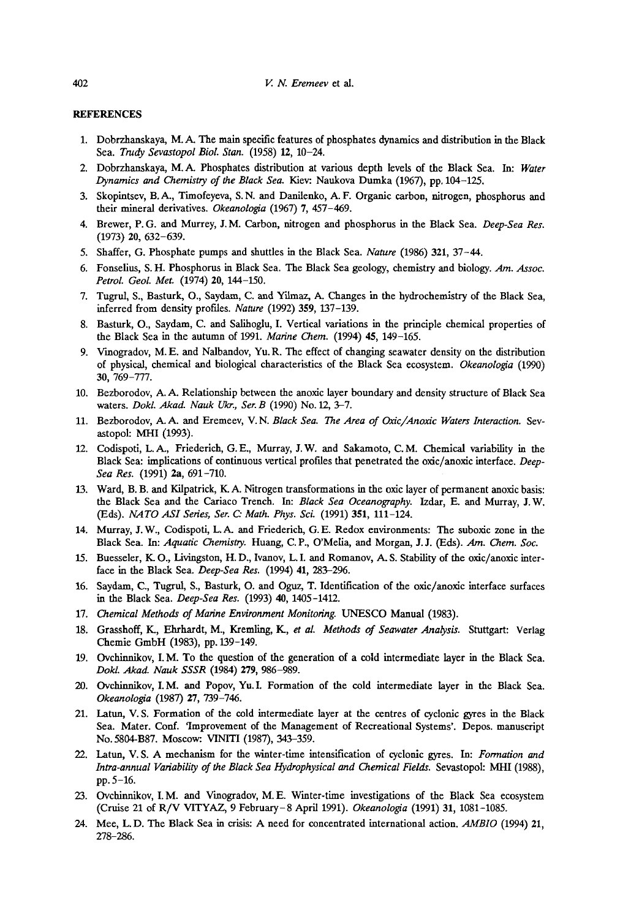## REFERENCES

1. Dobrzhanskaya, M. A. The main specific features of phosphates dynamics and distribution in the Black Sea. *Trudy Sevastopol Biol. Stan.* (1958) **12**, 10–24.
2. Dobrzhanskaya, M. A. Phosphates distribution at various depth levels of the Black Sea. In: *Water Dynamics and Chemistry of the Black Sea.* Kiev: Naukova Dumka (1967), pp. 104–125.
3. Skopintsev, B. A., Timofeyeva, S. N. and Danilenko, A. F. Organic carbon, nitrogen, phosphorus and their mineral derivatives. *Okeanologia* (1967) **7**, 457–469.
4. Brewer, P. G. and Murrey, J. M. Carbon, nitrogen and phosphorus in the Black Sea. *Deep-Sea Res.* (1973) **20**, 632–639.
5. Shaffer, G. Phosphate pumps and shuttles in the Black Sea. *Nature* (1986) **321**, 37–44.
6. Fonselius, S. H. Phosphorus in Black Sea. The Black Sea geology, chemistry and biology. *Am. Assoc. Petrol. Geol. Met.* (1974) **20**, 144–150.
7. Tugrul, S., Basturk, O., Saydam, C. and Yilmaz, A. Changes in the hydrochemistry of the Black Sea, inferred from density profiles. *Nature* (1992) **359**, 137–139.
8. Basturk, O., Saydam, C. and Salihoglu, I. Vertical variations in the principle chemical properties of the Black Sea in the autumn of 1991. *Marine Chem.* (1994) **45**, 149–165.
9. Vinogradov, M. E. and Nalbandov, Yu. R. The effect of changing seawater density on the distribution of physical, chemical and biological characteristics of the Black Sea ecosystem. *Okeanologia* (1990) **30**, 769–777.
10. Bezborodov, A. A. Relationship between the anoxic layer boundary and density structure of Black Sea waters. *Dokl. Akad. Nauk Ukr., Ser. B* (1990) No. 12, 3–7.
11. Bezborodov, A. A. and Eremeev, V. N. *Black Sea. The Area of Oxic/Anoxic Waters Interaction.* Sevastopol: MHI (1993).
12. Codispoti, L. A., Friederich, G. E., Murray, J. W. and Sakamoto, C. M. Chemical variability in the Black Sea: implications of continuous vertical profiles that penetrated the oxic/anoxic interface. *Deep-Sea Res.* (1991) **2a**, 691–710.
13. Ward, B. B. and Kilpatrick, K. A. Nitrogen transformations in the oxic layer of permanent anoxic basis: the Black Sea and the Cariaco Trench. In: *Black Sea Oceanography.* Izdar, E. and Murray, J. W. (Eds). *NATO ASI Series, Ser. C: Math. Phys. Sci.* (1991) **351**, 111–124.
14. Murray, J. W., Codispoti, L. A. and Friederich, G. E. Redox environments: The suboxic zone in the Black Sea. In: *Aquatic Chemistry.* Huang, C. P., O'Melia, and Morgan, J. J. (Eds). *Am. Chem. Soc.*
15. Buesseler, K. O., Livingston, H. D., Ivanov, L. I. and Romanov, A. S. Stability of the oxic/anoxic interface in the Black Sea. *Deep-Sea Res.* (1994) **41**, 283–296.
16. Saydam, C., Tugrul, S., Basturk, O. and Oguz, T. Identification of the oxic/anoxic interface surfaces in the Black Sea. *Deep-Sea Res.* (1993) **40**, 1405–1412.
17. *Chemical Methods of Marine Environment Monitoring.* UNESCO Manual (1983).
18. Grasshoff, K., Ehrhardt, M., Kremling, K., *et al. Methods of Seawater Analysis.* Stuttgart: Verlag Chemie GmbH (1983), pp. 139–149.
19. Ovchinnikov, I. M. To the question of the generation of a cold intermediate layer in the Black Sea. *Dokl. Akad. Nauk SSSR* (1984) **279**, 986–989.
20. Ovchinnikov, I. M. and Popov, Yu. I. Formation of the cold intermediate layer in the Black Sea. *Okeanologia* (1987) **27**, 739–746.
21. Latun, V. S. Formation of the cold intermediate layer at the centres of cyclonic gyres in the Black Sea. Mater. Conf. 'Improvement of the Management of Recreational Systems'. Depos. manuscript No. 5804-B87. Moscow: VINITI (1987), 343–359.
22. Latun, V. S. A mechanism for the winter-time intensification of cyclonic gyres. In: *Formation and Intra-annual Variability of the Black Sea Hydrophysical and Chemical Fields.* Sevastopol: MHI (1988), pp. 5–16.
23. Ovchinnikov, I. M. and Vinogradov, M. E. Winter-time investigations of the Black Sea ecosystem (Cruise 21 of R/V VITYAZ, 9 February–8 April 1991). *Okeanologia* (1991) **31**, 1081–1085.
24. Mee, L. D. The Black Sea in crisis: A need for concentrated international action. *AMBIO* (1994) **21**, 278–286.